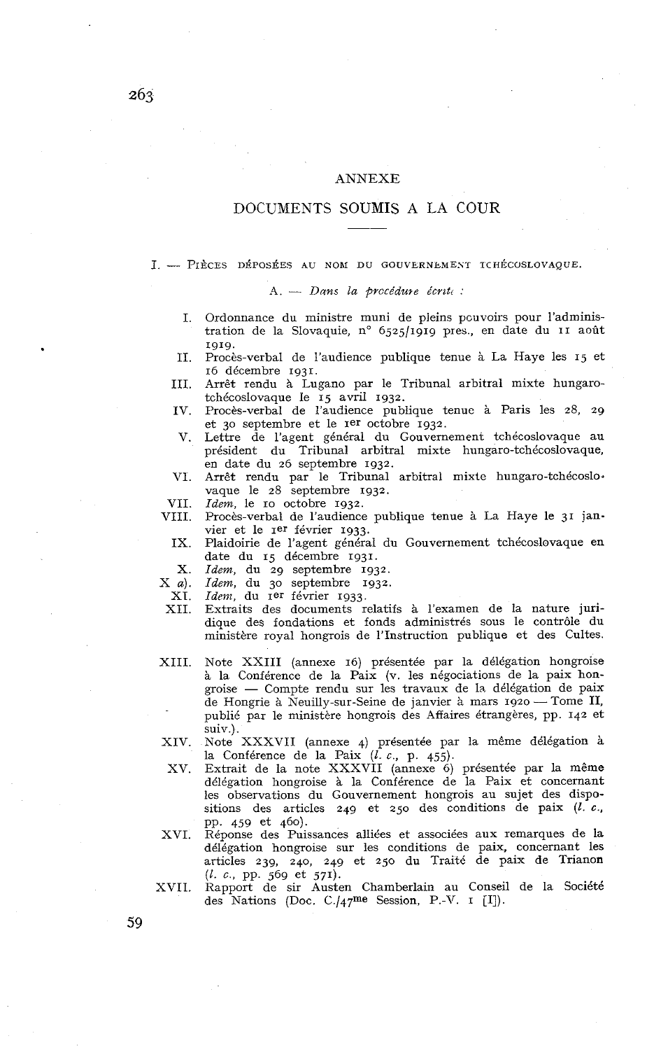# ANNEXE

## DOCUMENTS SOUMIS A LA COUR

I. — PIÈCES DÉPOSÉES AU NOM DU GOUVERNEMENT TCHÉCOSLOVAQUE.

A. — *Dans la procédure écrite :*

I. Ordonnance du ministre muni de pleins pouvoirs pour l'administration de la Slovaquie, n° 6525/1919 pres., en date du 11 août 1919.

II. Procès-verbal de l'audience publique tenue à La Haye les 15 et 16 décembre 1931.

III. Arrêt rendu à Lugano par le Tribunal arbitral mixte hungaro-tchécoslovaque le 15 avril 1932.

IV. Procès-verbal de l'audience publique tenue à Paris les 28, 29 et 30 septembre et le 1er octobre 1932.

V. Lettre de l'agent général du Gouvernement tchécoslovaque au président du Tribunal arbitral mixte hungaro-tchécoslovaque, en date du 26 septembre 1932.

VI. Arrêt rendu par le Tribunal arbitral mixte hungaro-tchécoslovaque le 28 septembre 1932.

VII. *Idem*, le 10 octobre 1932.

VIII. Procès-verbal de l'audience publique tenue à La Haye le 31 janvier et le 1er février 1933.

IX. Plaidoirie de l'agent général du Gouvernement tchécoslovaque en date du 15 décembre 1931.

X. *Idem*, du 29 septembre 1932.

X *a*). *Idem*, du 30 septembre 1932.

XI. *Idem*, du 1er février 1933.

XII. Extraits des documents relatifs à l'examen de la nature juridique des fondations et fonds administrés sous le contrôle du ministère royal hongrois de l'Instruction publique et des Cultes.

XIII. Note XXIII (annexe 16) présentée par la délégation hongroise à la Conférence de la Paix (v. les négociations de la paix hongroise — Compte rendu sur les travaux de la délégation de paix de Hongrie à Neuilly-sur-Seine de janvier à mars 1920 — Tome II, publié par le ministère hongrois des Affaires étrangères, pp. 142 et suiv.).

XIV. Note XXXVII (annexe 4) présentée par la même délégation à la Conférence de la Paix (*l. c.*, p. 455).

XV. Extrait de la note XXXVII (annexe 6) présentée par la même délégation hongroise à la Conférence de la Paix et concernant les observations du Gouvernement hongrois au sujet des dispositions des articles 249 et 250 des conditions de paix (*l. c.*, pp. 459 et 460).

XVI. Réponse des Puissances alliées et associées aux remarques de la délégation hongroise sur les conditions de paix, concernant les articles 239, 240, 249 et 250 du Traité de paix de Trianon (*l. c.*, pp. 569 et 571).

XVII. Rapport de sir Austen Chamberlain au Conseil de la Société des Nations (Doc. C./47me Session, P.-V. 1 [I]).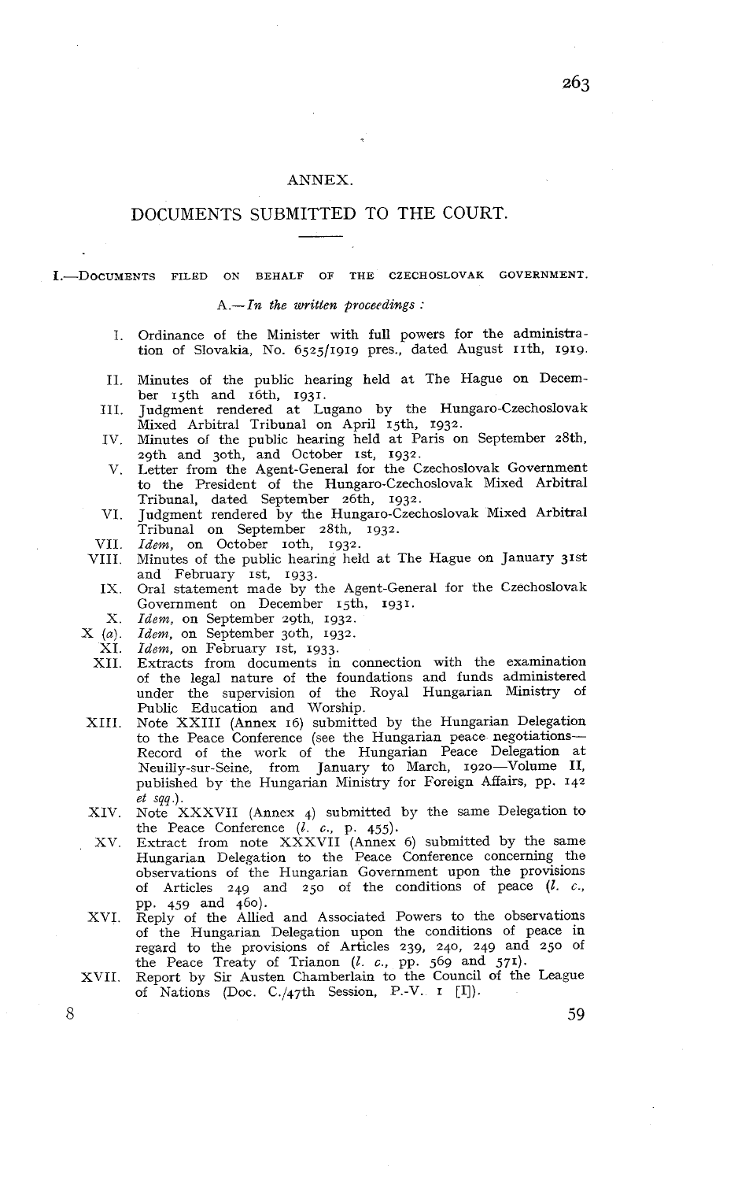# ANNEX.

## DOCUMENTS SUBMITTED TO THE COURT.

### I.—DOCUMENTS FILED ON BEHALF OF THE CZECHOSLOVAK GOVERNMENT.

A.—*In the written proceedings :*

I. Ordinance of the Minister with full powers for the administration of Slovakia, No. 6525/1919 pres., dated August 11th, 1919.

II. Minutes of the public hearing held at The Hague on December 15th and 16th, 1931.

III. Judgment rendered at Lugano by the Hungaro-Czechoslovak Mixed Arbitral Tribunal on April 15th, 1932.

IV. Minutes of the public hearing held at Paris on September 28th, 29th and 30th, and October 1st, 1932.

V. Letter from the Agent-General for the Czechoslovak Government to the President of the Hungaro-Czechoslovak Mixed Arbitral Tribunal, dated September 26th, 1932.

VI. Judgment rendered by the Hungaro-Czechoslovak Mixed Arbitral Tribunal on September 28th, 1932.

VII. *Idem,* on October 10th, 1932.

VIII. Minutes of the public hearing held at The Hague on January 31st and February 1st, 1933.

IX. Oral statement made by the Agent-General for the Czechoslovak Government on December 15th, 1931.

X. *Idem,* on September 29th, 1932.

X (*a*). *Idem,* on September 30th, 1932.

XI. *Idem,* on February 1st, 1933.

XII. Extracts from documents in connection with the examination of the legal nature of the foundations and funds administered under the supervision of the Royal Hungarian Ministry of Public Education and Worship.

XIII. Note XXIII (Annex 16) submitted by the Hungarian Delegation to the Peace Conference (see the Hungarian peace negotiations—Record of the work of the Hungarian Peace Delegation at Neuilly-sur-Seine, from January to March, 1920—Volume II, published by the Hungarian Ministry for Foreign Affairs, pp. 142 *et sqq.*).

XIV. Note XXXVII (Annex 4) submitted by the same Delegation to the Peace Conference (*l. c.*, p. 455).

XV. Extract from note XXXVII (Annex 6) submitted by the same Hungarian Delegation to the Peace Conference concerning the observations of the Hungarian Government upon the provisions of Articles 249 and 250 of the conditions of peace (*l. c.*, pp. 459 and 460).

XVI. Reply of the Allied and Associated Powers to the observations of the Hungarian Delegation upon the conditions of peace in regard to the provisions of Articles 239, 240, 249 and 250 of the Peace Treaty of Trianon (*l. c.*, pp. 569 and 571).

XVII. Report by Sir Austen Chamberlain to the Council of the League of Nations (Doc. C./47th Session, P.-V. 1 [I]).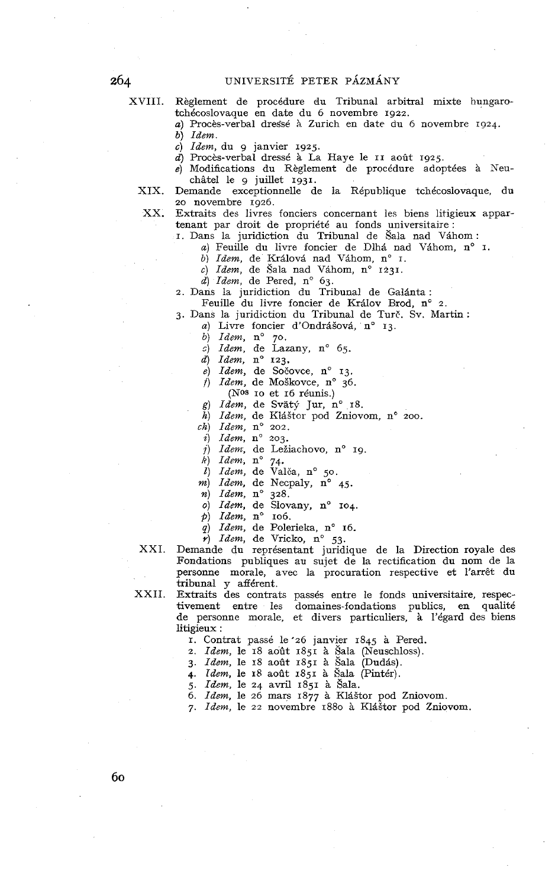XVIII. Règlement de procédure du Tribunal arbitral mixte hungaro-tchécoslovaque en date du 6 novembre 1922.

- *a*) Procès-verbal dressé à Zurich en date du 6 novembre 1924.
- *b*) *Idem.*
- *c*) *Idem*, du 9 janvier 1925.
- *d*) Procès-verbal dressé à La Haye le 11 août 1925.
- *e*) Modifications du Règlement de procédure adoptées à Neuchâtel le 9 juillet 1931.

XIX. Demande exceptionnelle de la République tchécoslovaque, du 20 novembre 1926.

XX. Extraits des livres fonciers concernant les biens litigieux appartenant par droit de propriété au fonds universitaire :

1. Dans la juridiction du Tribunal de Šala nad Váhom :
   - *a*) Feuille du livre foncier de Dlhá nad Váhom, n° 1.
   - *b*) *Idem*, de Králová nad Váhom, n° 1.
   - *c*) *Idem*, de Šala nad Váhom, n° 1231.
   - *d*) *Idem*, de Pered, n° 63.
2. Dans la juridiction du Tribunal de Galánta :
   Feuille du livre foncier de Králov Brod, n° 2.
3. Dans la juridiction du Tribunal de Turč. Sv. Martin :
   - *a*) Livre foncier d'Ondrášová, n° 13.
   - *b*) *Idem*, n° 70.
   - *c*) *Idem*, de Lazany, n° 65.
   - *d*) *Idem*, n° 123.
   - *e*) *Idem*, de Sočovce, n° 13.
   - *f*) *Idem*, de Moškovce, n° 36.
     (Nos 10 et 16 réunis.)
   - *g*) *Idem*, de Svätý Jur, n° 18.
   - *h*) *Idem*, de Kláštor pod Zniovom, n° 200.
   - *ch*) *Idem*, n° 202.
   - *i*) *Idem*, n° 203.
   - *j*) *Idem*, de Ležiachovo, n° 19.
   - *k*) *Idem*, n° 74.
   - *l*) *Idem*, de Valča, n° 50.
   - *m*) *Idem*, de Necpaly, n° 45.
   - *n*) *Idem*, n° 328.
   - *o*) *Idem*, de Slovany, n° 104.
   - *p*) *Idem*, n° 106.
   - *q*) *Idem*, de Polerieka, n° 16.
   - *r*) *Idem*, de Vricko, n° 53.

XXI. Demande du représentant juridique de la Direction royale des Fondations publiques au sujet de la rectification du nom de la personne morale, avec la procuration respective et l'arrêt du tribunal y afférent.

XXII. Extraits des contrats passés entre le fonds universitaire, respectivement entre les domaines-fondations publics, en qualité de personne morale, et divers particuliers, à l'égard des biens litigieux :

1. Contrat passé le 26 janvier 1845 à Pered.
2. *Idem*, le 18 août 1851 à Šala (Neuschloss).
3. *Idem*, le 18 août 1851 à Šala (Dudás).
4. *Idem*, le 18 août 1851 à Šala (Pintér).
5. *Idem*, le 24 avril 1851 à Šala.
6. *Idem*, le 26 mars 1877 à Kláštor pod Zniovom.
7. *Idem*, le 22 novembre 1880 à Kláštor pod Zniovom.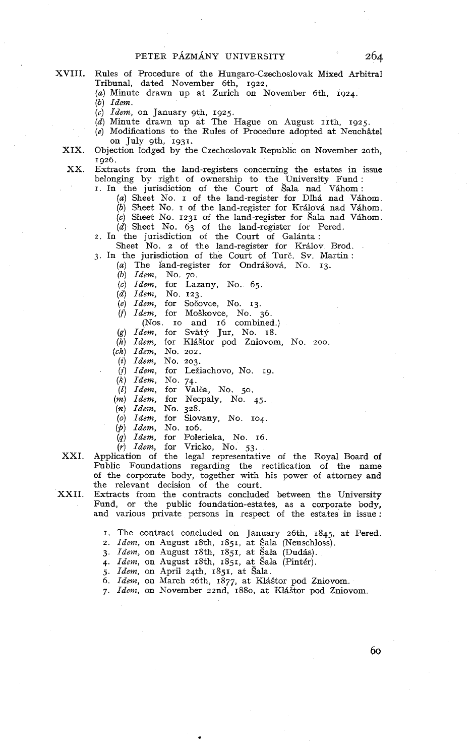XVIII. Rules of Procedure of the Hungaro-Czechoslovak Mixed Arbitral Tribunal, dated November 6th, 1922.

- (*a*) Minute drawn up at Zurich on November 6th, 1924.
- (*b*) *Idem.*
- (*c*) *Idem*, on January 9th, 1925.
- (*d*) Minute drawn up at The Hague on August 11th, 1925.
- (*e*) Modifications to the Rules of Procedure adopted at Neuchâtel on July 9th, 1931.

XIX. Objection lodged by the Czechoslovak Republic on November 20th, 1926.

XX. Extracts from the land-registers concerning the estates in issue belonging by right of ownership to the University Fund:

1. In the jurisdiction of the Court of Šala nad Váhom:
   - (*a*) Sheet No. 1 of the land-register for Dlhá nad Váhom.
   - (*b*) Sheet No. 1 of the land-register for Králová nad Váhom.
   - (*c*) Sheet No. 1231 of the land-register for Šala nad Váhom.
   - (*d*) Sheet No. 63 of the land-register for Pered.
2. In the jurisdiction of the Court of Galánta:
   - Sheet No. 2 of the land-register for Králov Brod.
3. In the jurisdiction of the Court of Turč. Sv. Martin:
   - (*a*) The land-register for Ondrášová, No. 13.
   - (*b*) *Idem*, No. 70.
   - (*c*) *Idem*, for Lazany, No. 65.
   - (*d*) *Idem*, No. 123.
   - (*e*) *Idem*, for Sočovce, No. 13.
   - (*f*) *Idem*, for Moškovce, No. 36. (Nos. 10 and 16 combined.)
   - (*g*) *Idem*, for Svätý Jur, No. 18.
   - (*h*) *Idem*, for Kláštor pod Zniovom, No. 200.
   - (*ch*) *Idem*, No. 202.
   - (*i*) *Idem*, No. 203.
   - (*j*) *Idem*, for Ležiachovo, No. 19.
   - (*k*) *Idem*, No. 74.
   - (*l*) *Idem*, for Valča, No. 50.
   - (*m*) *Idem*, for Necpaly, No. 45.
   - (*n*) *Idem*, No. 328.
   - (*o*) *Idem*, for Slovany, No. 104.
   - (*p*) *Idem*, No. 106.
   - (*q*) *Idem*, for Polerieka, No. 16.
   - (*r*) *Idem*, for Vricko, No. 53.

XXI. Application of the legal representative of the Royal Board of Public Foundations regarding the rectification of the name of the corporate body, together with his power of attorney and the relevant decision of the court.

XXII. Extracts from the contracts concluded between the University Fund, or the public foundation-estates, as a corporate body, and various private persons in respect of the estates in issue:

1. The contract concluded on January 26th, 1845, at Pered.
2. *Idem*, on August 18th, 1851, at Šala (Neuschloss).
3. *Idem*, on August 18th, 1851, at Šala (Dudás).
4. *Idem*, on August 18th, 1851, at Šala (Pintér).
5. *Idem*, on April 24th, 1851, at Šala.
6. *Idem*, on March 26th, 1877, at Kláštor pod Zniovom.
7. *Idem*, on November 22nd, 1880, at Kláštor pod Zniovom.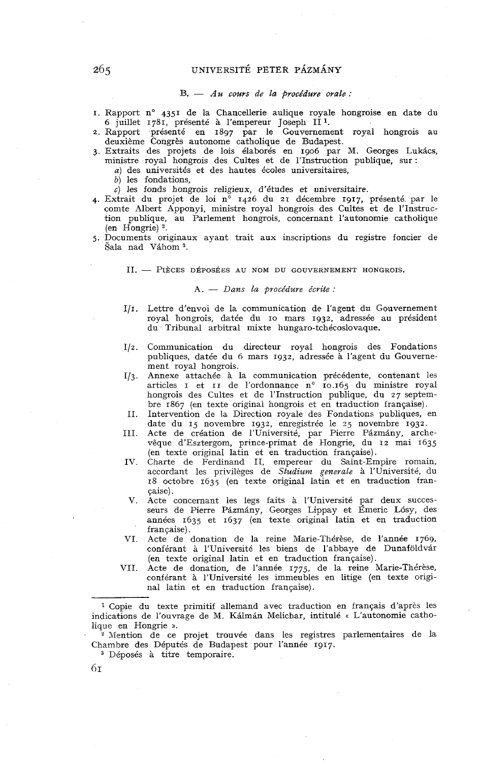B. — *Au cours de la procédure orale :*

1. Rapport n° 4351 de la Chancellerie aulique royale hongroise en date du 6 juillet 1781, présenté à l'empereur Joseph II [1].
2. Rapport présenté en 1897 par le Gouvernement royal hongrois au deuxième Congrès autonome catholique de Budapest.
3. Extraits des projets de lois élaborés en 1906 par M. Georges Lukács, ministre royal hongrois des Cultes et de l'Instruction publique, sur :
   a) des universités et des hautes écoles universitaires,
   b) les fondations,
   c) les fonds hongrois religieux, d'études et universitaire.
4. Extrait du projet de loi n° 1426 du 21 décembre 1917, présenté par le comte Albert Apponyi, ministre royal hongrois des Cultes et de l'Instruction publique, au Parlement hongrois, concernant l'autonomie catholique (en Hongrie) [2].
5. Documents originaux ayant trait aux inscriptions du registre foncier de Šala nad Váhom [3].

II. — PIÈCES DÉPOSÉES AU NOM DU GOUVERNEMENT HONGROIS.

A. — *Dans la procédure écrite :*

- I/1. Lettre d'envoi de la communication de l'agent du Gouvernement royal hongrois, datée du 10 mars 1932, adressée au président du Tribunal arbitral mixte hungaro-tchécoslovaque.
- I/2. Communication du directeur royal hongrois des Fondations publiques, datée du 6 mars 1932, adressée à l'agent du Gouvernement royal hongrois.
- I/3. Annexe attachée à la communication précédente, contenant les articles I et II de l'ordonnance n° 10.165 du ministre royal hongrois des Cultes et de l'Instruction publique, du 27 septembre 1867 (en texte original hongrois et en traduction française).
- II. Intervention de la Direction royale des Fondations publiques, en date du 15 novembre 1932, enregistrée le 25 novembre 1932.
- III. Acte de création de l'Université, par Pierre Pázmány, archevêque d'Esztergom, prince-primat de Hongrie, du 12 mai 1635 (en texte original latin et en traduction française).
- IV. Charte de Ferdinand II, empereur du Saint-Empire romain, accordant les privilèges de *Studium generale* à l'Université, du 18 octobre 1635 (en texte original latin et en traduction française).
- V. Acte concernant les legs faits à l'Université par deux successeurs de Pierre Pázmány, Georges Lippay et Émeric Lósy, des années 1635 et 1637 (en texte original latin et en traduction française).
- VI. Acte de donation de la reine Marie-Thérèse, de l'année 1769, conférant à l'Université les biens de l'abbaye de Dunaföldvár (en texte original latin et en traduction française).
- VII. Acte de donation, de l'année 1775, de la reine Marie-Thérèse, conférant à l'Université les immeubles en litige (en texte original latin et en traduction française).

---

[1] Copie du texte primitif allemand avec traduction en français d'après les indications de l'ouvrage de M. Kálmán Melichar, intitulé « L'autonomie catholique en Hongrie ».

[2] Mention de ce projet trouvée dans les registres parlementaires de la Chambre des Députés de Budapest pour l'année 1917.

[3] Déposés à titre temporaire.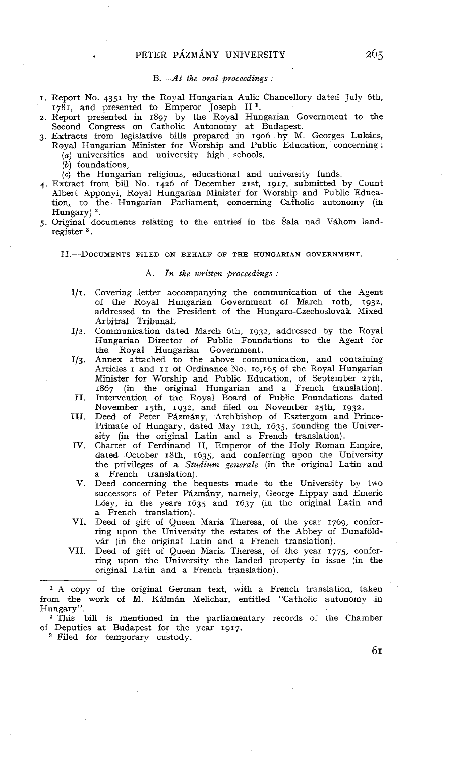B.—*At the oral proceedings* :

1. Report No. 4351 by the Royal Hungarian Aulic Chancellory dated July 6th, 1781, and presented to Emperor Joseph II [1].
2. Report presented in 1897 by the Royal Hungarian Government to the Second Congress on Catholic Autonomy at Budapest.
3. Extracts from legislative bills prepared in 1906 by M. Georges Lukács, Royal Hungarian Minister for Worship and Public Education, concerning :
   (*a*) universities and university high schools,
   (*b*) foundations,
   (*c*) the Hungarian religious, educational and university funds.
4. Extract from bill No. 1426 of December 21st, 1917, submitted by Count Albert Apponyi, Royal Hungarian Minister for Worship and Public Education, to the Hungarian Parliament, concerning Catholic autonomy (in Hungary) [2].
5. Original documents relating to the entries in the Šala nad Váhom land-register [3].

II.—Documents filed on behalf of the Hungarian Government.

A.—*In the written proceedings* :

- I/1. Covering letter accompanying the communication of the Agent of the Royal Hungarian Government of March 10th, 1932, addressed to the President of the Hungaro-Czechoslovak Mixed Arbitral Tribunal.
- I/2. Communication dated March 6th, 1932, addressed by the Royal Hungarian Director of Public Foundations to the Agent for the Royal Hungarian Government.
- I/3. Annex attached to the above communication, and containing Articles 1 and 11 of Ordinance No. 10,165 of the Royal Hungarian Minister for Worship and Public Education, of September 27th, 1867 (in the original Hungarian and a French translation).
- II. Intervention of the Royal Board of Public Foundations dated November 15th, 1932, and filed on November 25th, 1932.
- III. Deed of Peter Pázmány, Archbishop of Esztergom and Prince-Primate of Hungary, dated May 12th, 1635, founding the University (in the original Latin and a French translation).
- IV. Charter of Ferdinand II, Emperor of the Holy Roman Empire, dated October 18th, 1635, and conferring upon the University the privileges of a *Studium generale* (in the original Latin and a French translation).
- V. Deed concerning the bequests made to the University by two successors of Peter Pázmány, namely, George Lippay and Emeric Lósy, in the years 1635 and 1637 (in the original Latin and a French translation).
- VI. Deed of gift of Queen Maria Theresa, of the year 1769, conferring upon the University the estates of the Abbey of Dunaföldvár (in the original Latin and a French translation).
- VII. Deed of gift of Queen Maria Theresa, of the year 1775, conferring upon the University the landed property in issue (in the original Latin and a French translation).

---

[1] A copy of the original German text, with a French translation, taken from the work of M. Kálmán Melichar, entitled "Catholic autonomy in Hungary".

[2] This bill is mentioned in the parliamentary records of the Chamber of Deputies at Budapest for the year 1917.

[3] Filed for temporary custody.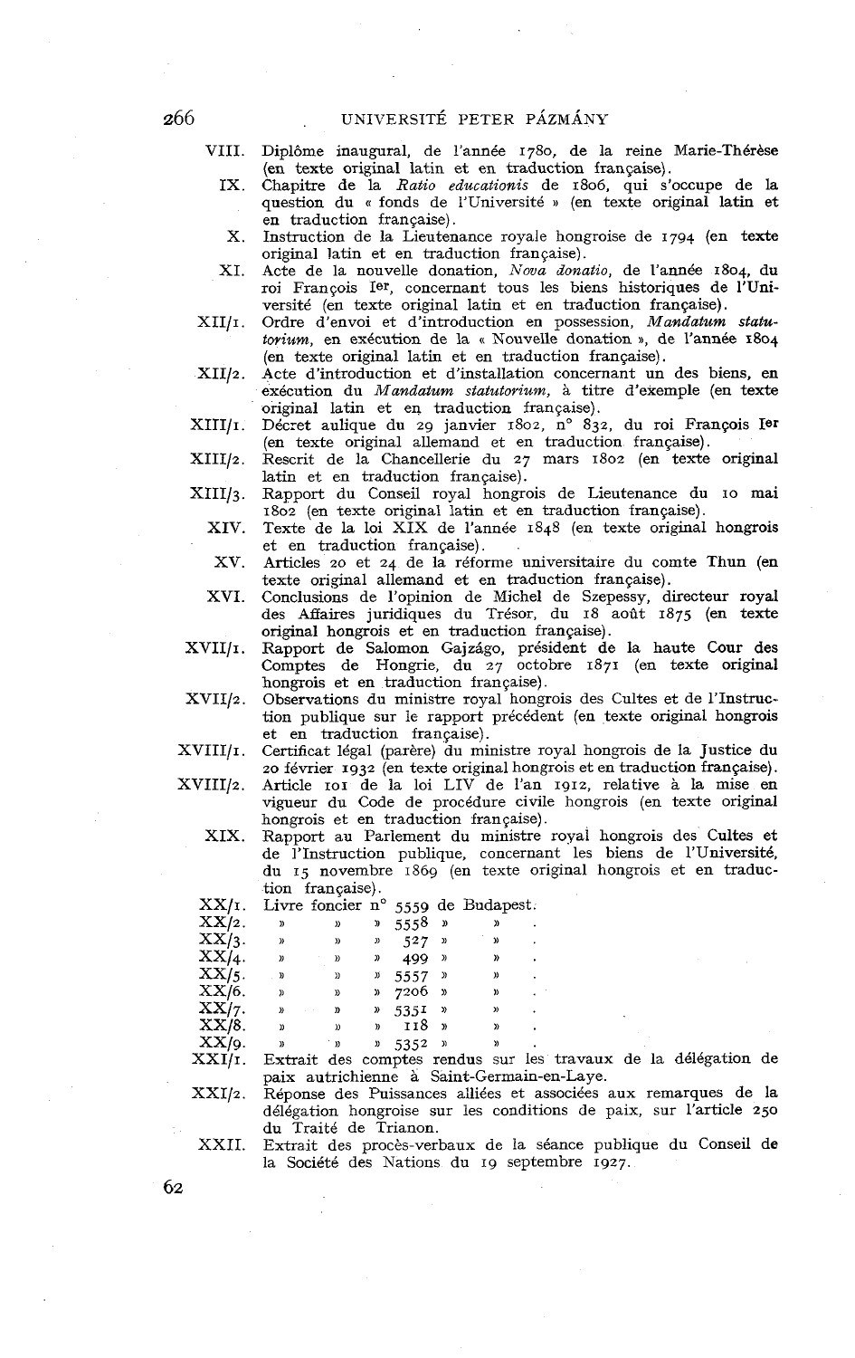VIII. Diplôme inaugural, de l'année 1780, de la reine Marie-Thérèse (en texte original latin et en traduction française).

IX. Chapitre de la *Ratio educationis* de 1806, qui s'occupe de la question du « fonds de l'Université » (en texte original latin et en traduction française).

X. Instruction de la Lieutenance royale hongroise de 1794 (en texte original latin et en traduction française).

XI. Acte de la nouvelle donation, *Nova donatio*, de l'année 1804, du roi François Ier, concernant tous les biens historiques de l'Université (en texte original latin et en traduction française).

XII/1. Ordre d'envoi et d'introduction en possession, *Mandatum statutorium*, en exécution de la « Nouvelle donation », de l'année 1804 (en texte original latin et en traduction française).

XII/2. Acte d'introduction et d'installation concernant un des biens, en exécution du *Mandatum statutorium*, à titre d'exemple (en texte original latin et en traduction française).

XIII/1. Décret aulique du 29 janvier 1802, n° 832, du roi François Ier (en texte original allemand et en traduction française).

XIII/2. Rescrit de la Chancellerie du 27 mars 1802 (en texte original latin et en traduction française).

XIII/3. Rapport du Conseil royal hongrois de Lieutenance du 10 mai 1802 (en texte original latin et en traduction française).

XIV. Texte de la loi XIX de l'année 1848 (en texte original hongrois et en traduction française).

XV. Articles 20 et 24 de la réforme universitaire du comte Thun (en texte original allemand et en traduction française).

XVI. Conclusions de l'opinion de Michel de Szepessy, directeur royal des Affaires juridiques du Trésor, du 18 août 1875 (en texte original hongrois et en traduction française).

XVII/1. Rapport de Salomon Gajzágo, président de la haute Cour des Comptes de Hongrie, du 27 octobre 1871 (en texte original hongrois et en traduction française).

XVII/2. Observations du ministre royal hongrois des Cultes et de l'Instruction publique sur le rapport précédent (en texte original hongrois et en traduction française).

XVIII/1. Certificat légal (parère) du ministre royal hongrois de la Justice du 20 février 1932 (en texte original hongrois et en traduction française).

XVIII/2. Article 101 de la loi LIV de l'an 1912, relative à la mise en vigueur du Code de procédure civile hongrois (en texte original hongrois et en traduction française).

XIX. Rapport au Parlement du ministre royal hongrois des Cultes et de l'Instruction publique, concernant les biens de l'Université, du 15 novembre 1869 (en texte original hongrois et en traduction française).

XX/1. Livre foncier n° 5559 de Budapest.

XX/2. » » » 5558 » » .

XX/3. » » » 527 » » .

XX/4. » » » 499 » » .

XX/5. » » » 5557 » » .

XX/6. » » » 7206 » » .

XX/7. » » » 5351 » » .

XX/8. » » » 118 » » .

XX/9. » » » 5352 » » .

XXI/1. Extrait des comptes rendus sur les travaux de la délégation de paix autrichienne à Saint-Germain-en-Laye.

XXI/2. Réponse des Puissances alliées et associées aux remarques de la délégation hongroise sur les conditions de paix, sur l'article 250 du Traité de Trianon.

XXII. Extrait des procès-verbaux de la séance publique du Conseil de la Société des Nations du 19 septembre 1927.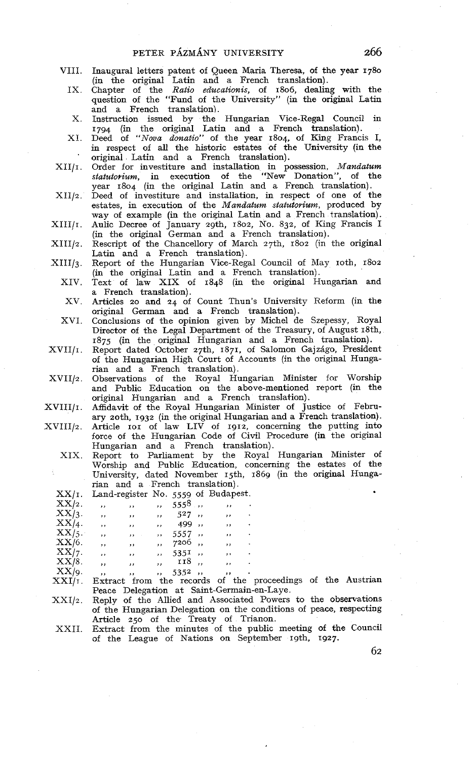VIII. Inaugural letters patent of Queen Maria Theresa, of the year 1780 (in the original Latin and a French translation).

IX. Chapter of the *Ratio educationis*, of 1806, dealing with the question of the "Fund of the University" (in the original Latin and a French translation).

X. Instruction issued by the Hungarian Vice-Regal Council in 1794 (in the original Latin and a French translation).

XI. Deed of "*Nova donatio*" of the year 1804, of King Francis I, in respect of all the historic estates of the University (in the original Latin and a French translation).

XII/1. Order for investiture and installation in possession, *Mandatum statutorium*, in execution of the "New Donation", of the year 1804 (in the original Latin and a French translation).

XII/2. Deed of investiture and installation, in respect of one of the estates, in execution of the *Mandatum statutorium*, produced by way of example (in the original Latin and a French translation).

XIII/1. Aulic Decree of January 29th, 1802, No. 832, of King Francis I (in the original German and a French translation).

XIII/2. Rescript of the Chancellory of March 27th, 1802 (in the original Latin and a French translation).

XIII/3. Report of the Hungarian Vice-Regal Council of May 10th, 1802 (in the original Latin and a French translation).

XIV. Text of law XIX of 1848 (in the original Hungarian and a French translation).

XV. Articles 20 and 24 of Count Thun's University Reform (in the original German and a French translation).

XVI. Conclusions of the opinion given by Michel de Szepessy, Royal Director of the Legal Department of the Treasury, of August 18th, 1875 (in the original Hungarian and a French translation).

XVII/1. Report dated October 27th, 1871, of Salomon Gajzágo, President of the Hungarian High Court of Accounts (in the original Hungarian and a French translation).

XVII/2. Observations of the Royal Hungarian Minister for Worship and Public Education on the above-mentioned report (in the original Hungarian and a French translation).

XVIII/1. Affidavit of the Royal Hungarian Minister of Justice of February 20th, 1932 (in the original Hungarian and a French translation).

XVIII/2. Article 101 of law LIV of 1912, concerning the putting into force of the Hungarian Code of Civil Procedure (in the original Hungarian and a French translation).

XIX. Report to Parliament by the Royal Hungarian Minister of Worship and Public Education, concerning the estates of the University, dated November 15th, 1869 (in the original Hungarian and a French translation).

XX/1. Land-register No. 5559 of Budapest.

XX/2. ,, ,, ,, 5558 ,, ,, .

XX/3. ,, ,, ,, 527 ,, ,, .

XX/4. ,, ,, ,, 499 ,, ,, .

XX/5. ,, ,, ,, 5557 ,, ,, .

XX/6. ,, ,, ,, 7206 ,, ,, .

XX/7. ,, ,, ,, 5351 ,, ,, .

XX/8. ,, ,, ,, 118 ,, ,, .

XX/9. ,, ,, ,, 5352 ,, ,, .

XXI/1. Extract from the records of the proceedings of the Austrian Peace Delegation at Saint-Germain-en-Laye.

XXI/2. Reply of the Allied and Associated Powers to the observations of the Hungarian Delegation on the conditions of peace, respecting Article 250 of the Treaty of Trianon.

XXII. Extract from the minutes of the public meeting of the Council of the League of Nations on September 19th, 1927.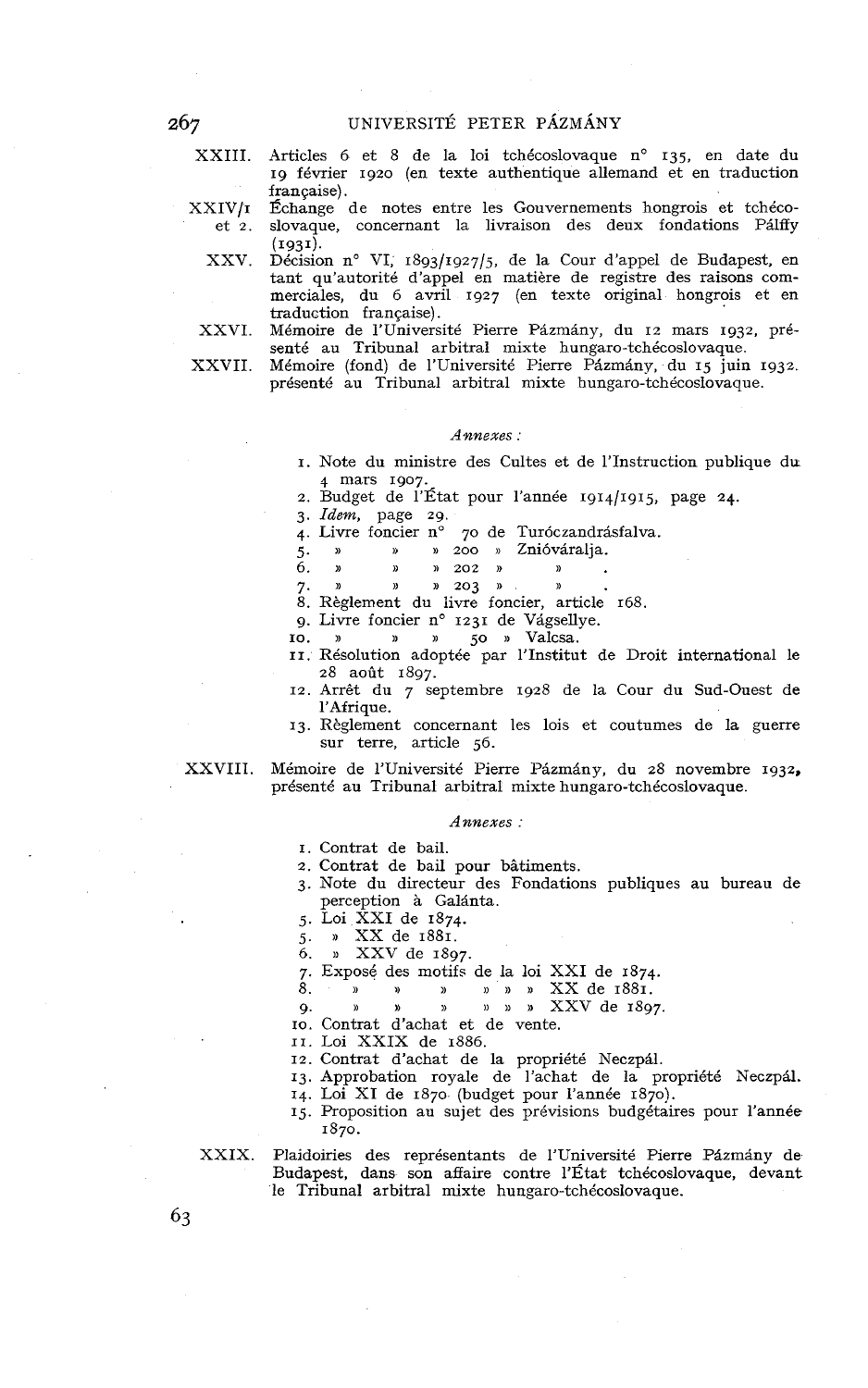XXIII. Articles 6 et 8 de la loi tchécoslovaque n° 135, en date du 19 février 1920 (en texte authentique allemand et en traduction française).

XXIV/1 et 2. Échange de notes entre les Gouvernements hongrois et tchécoslovaque, concernant la livraison des deux fondations Pálffy (1931).

XXV. Décision n° VI, 1893/1927/5, de la Cour d'appel de Budapest, en tant qu'autorité d'appel en matière de registre des raisons commerciales, du 6 avril 1927 (en texte original hongrois et en traduction française).

XXVI. Mémoire de l'Université Pierre Pázmány, du 12 mars 1932, présenté au Tribunal arbitral mixte hungaro-tchécoslovaque.

XXVII. Mémoire (fond) de l'Université Pierre Pázmány, du 15 juin 1932, présenté au Tribunal arbitral mixte hungaro-tchécoslovaque.

*Annexes :*

1. Note du ministre des Cultes et de l'Instruction publique du 4 mars 1907.
2. Budget de l'État pour l'année 1914/1915, page 24.
3. *Idem,* page 29.
4. Livre foncier n° 70 de Turóczandrásfalva.
5. » » » 200 » Znióváralja.
6. » » » 202 » » .
7. » » » 203 » » .
8. Règlement du livre foncier, article 168.
9. Livre foncier n° 1231 de Vágsellye.
10. » » » 50 » Valcsa.
11. Résolution adoptée par l'Institut de Droit international le 28 août 1897.
12. Arrêt du 7 septembre 1928 de la Cour du Sud-Ouest de l'Afrique.
13. Règlement concernant les lois et coutumes de la guerre sur terre, article 56.

XXVIII. Mémoire de l'Université Pierre Pázmány, du 28 novembre 1932, présenté au Tribunal arbitral mixte hungaro-tchécoslovaque.

*Annexes :*

1. Contrat de bail.
2. Contrat de bail pour bâtiments.
3. Note du directeur des Fondations publiques au bureau de perception à Galánta.
5. Loi XXI de 1874.
5. » XX de 1881.
6. » XXV de 1897.
7. Exposé des motifs de la loi XXI de 1874.
8. » » » » » » XX de 1881.
9. » » » » » » XXV de 1897.
10. Contrat d'achat et de vente.
11. Loi XXIX de 1886.
12. Contrat d'achat de la propriété Neczpál.
13. Approbation royale de l'achat de la propriété Neczpál.
14. Loi XI de 1870 (budget pour l'année 1870).
15. Proposition au sujet des prévisions budgétaires pour l'année 1870.

XXIX. Plaidoiries des représentants de l'Université Pierre Pázmány de Budapest, dans son affaire contre l'État tchécoslovaque, devant le Tribunal arbitral mixte hungaro-tchécoslovaque.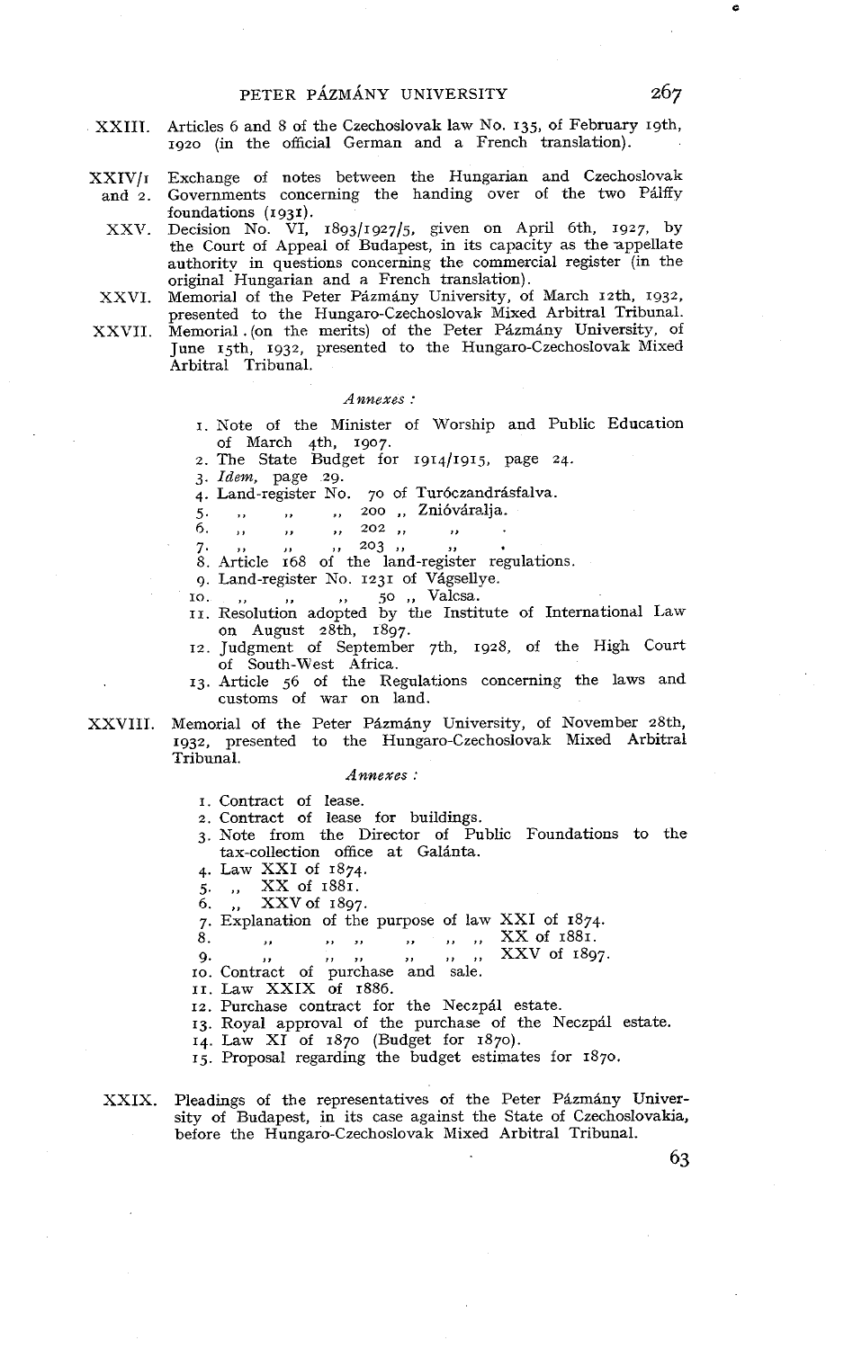XXIII. Articles 6 and 8 of the Czechoslovak law No. 135, of February 19th, 1920 (in the official German and a French translation).

XXIV/1 and 2. Exchange of notes between the Hungarian and Czechoslovak Governments concerning the handing over of the two Pálffy foundations (1931).

XXV. Decision No. VI, 1893/1927/5, given on April 6th, 1927, by the Court of Appeal of Budapest, in its capacity as the appellate authority in questions concerning the commercial register (in the original Hungarian and a French translation).

XXVI. Memorial of the Peter Pázmány University, of March 12th, 1932, presented to the Hungaro-Czechoslovak Mixed Arbitral Tribunal.

XXVII. Memorial (on the merits) of the Peter Pázmány University, of June 15th, 1932, presented to the Hungaro-Czechoslovak Mixed Arbitral Tribunal.

*Annexes :*

1. Note of the Minister of Worship and Public Education of March 4th, 1907.
2. The State Budget for 1914/1915, page 24.
3. *Idem,* page 29.
4. Land-register No. 70 of Turóczandrásfalva.
5. ,, ,, ,, 200 ,, Znióváralja.
6. ,, ,, ,, 202 ,, ,, .
7. ,, ,, ,, 203 ,, ,, .
8. Article 168 of the land-register regulations.
9. Land-register No. 1231 of Vágsellye.
10. ,, ,, ,, 50 ,, Valcsa.
11. Resolution adopted by the Institute of International Law on August 28th, 1897.
12. Judgment of September 7th, 1928, of the High Court of South-West Africa.
13. Article 56 of the Regulations concerning the laws and customs of war on land.

XXVIII. Memorial of the Peter Pázmány University, of November 28th, 1932, presented to the Hungaro-Czechoslovak Mixed Arbitral Tribunal.

*Annexes :*

1. Contract of lease.
2. Contract of lease for buildings.
3. Note from the Director of Public Foundations to the tax-collection office at Galánta.
4. Law XXI of 1874.
5. ,, XX of 1881.
6. ,, XXV of 1897.
7. Explanation of the purpose of law XXI of 1874.
8. ,, ,, ,, ,, ,, ,, XX of 1881.
9. ,, ,, ,, ,, ,, ,, XXV of 1897.
10. Contract of purchase and sale.
11. Law XXIX of 1886.
12. Purchase contract for the Neczpál estate.
13. Royal approval of the purchase of the Neczpál estate.
14. Law XI of 1870 (Budget for 1870).
15. Proposal regarding the budget estimates for 1870.

XXIX. Pleadings of the representatives of the Peter Pázmány University of Budapest, in its case against the State of Czechoslovakia, before the Hungaro-Czechoslovak Mixed Arbitral Tribunal.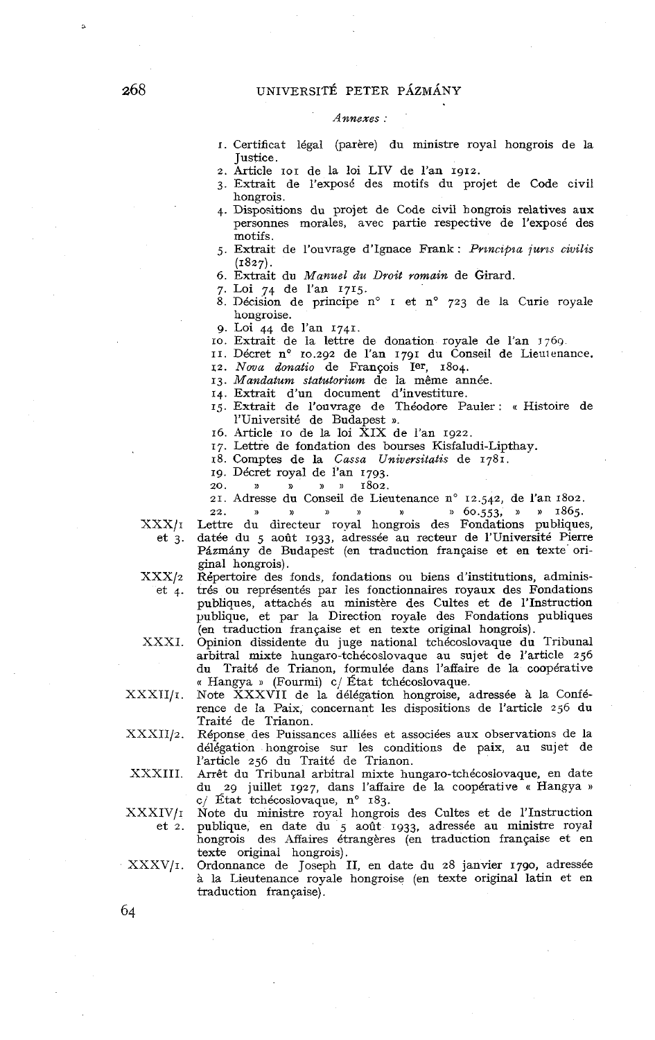*Annexes :*

1. Certificat légal (parère) du ministre royal hongrois de la Justice.
2. Article 101 de la loi LIV de l'an 1912.
3. Extrait de l'exposé des motifs du projet de Code civil hongrois.
4. Dispositions du projet de Code civil hongrois relatives aux personnes morales, avec partie respective de l'exposé des motifs.
5. Extrait de l'ouvrage d'Ignace Frank : *Principia juris civilis* (1827).
6. Extrait du *Manuel du Droit romain* de Girard.
7. Loi 74 de l'an 1715.
8. Décision de principe n° 1 et n° 723 de la Curie royale hongroise.
9. Loi 44 de l'an 1741.
10. Extrait de la lettre de donation royale de l'an 1769.
11. Décret n° 10.292 de l'an 1791 du Conseil de Lieutenance.
12. *Nova donatio* de François Ier, 1804.
13. *Mandatum statutorium* de la même année.
14. Extrait d'un document d'investiture.
15. Extrait de l'ouvrage de Théodore Pauler : « Histoire de l'Université de Budapest ».
16. Article 10 de la loi XIX de l'an 1922.
17. Lettre de fondation des bourses Kisfaludi-Lipthay.
18. Comptes de la *Cassa Universitatis* de 1781.
19. Décret royal de l'an 1793.
20. » » » » 1802.
21. Adresse du Conseil de Lieutenance n° 12.542, de l'an 1802.
22. » » » » » » 60.553, » » 1865.

XXX/1 et 3. Lettre du directeur royal hongrois des Fondations publiques, datée du 5 août 1933, adressée au recteur de l'Université Pierre Pázmány de Budapest (en traduction française et en texte original hongrois).

XXX/2 et 4. Répertoire des fonds, fondations ou biens d'institutions, administrés ou représentés par les fonctionnaires royaux des Fondations publiques, attachés au ministère des Cultes et de l'Instruction publique, et par la Direction royale des Fondations publiques (en traduction française et en texte original hongrois).

XXXI. Opinion dissidente du juge national tchécoslovaque du Tribunal arbitral mixte hungaro-tchécoslovaque au sujet de l'article 256 du Traité de Trianon, formulée dans l'affaire de la coopérative « Hangya » (Fourmi) c/ État tchécoslovaque.

XXXII/1. Note XXXVII de la délégation hongroise, adressée à la Conférence de la Paix, concernant les dispositions de l'article 256 du Traité de Trianon.

XXXII/2. Réponse des Puissances alliées et associées aux observations de la délégation hongroise sur les conditions de paix, au sujet de l'article 256 du Traité de Trianon.

XXXIII. Arrêt du Tribunal arbitral mixte hungaro-tchécoslovaque, en date du 29 juillet 1927, dans l'affaire de la coopérative « Hangya » c/ État tchécoslovaque, n° 183.

XXXIV/1 et 2. Note du ministre royal hongrois des Cultes et de l'Instruction publique, en date du 5 août 1933, adressée au ministre royal hongrois des Affaires étrangères (en traduction française et en texte original hongrois).

XXXV/1. Ordonnance de Joseph II, en date du 28 janvier 1790, adressée à la Lieutenance royale hongroise (en texte original latin et en traduction française).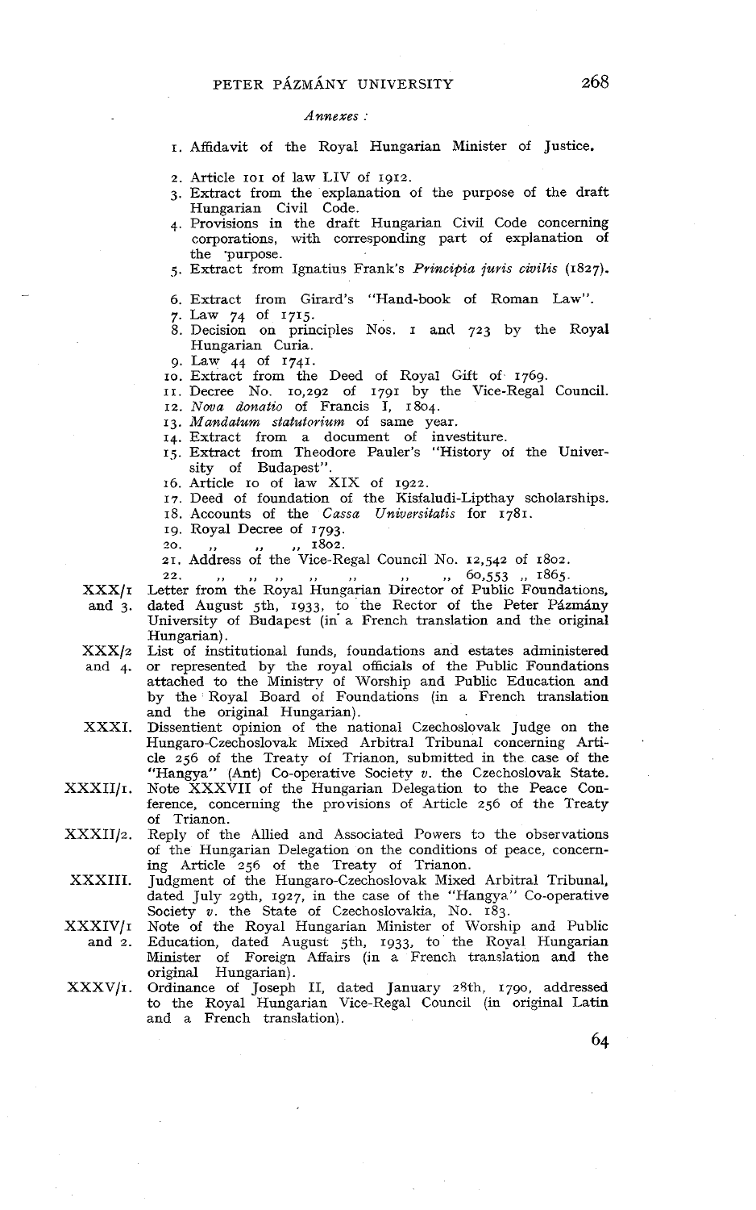*Annexes :*

1. Affidavit of the Royal Hungarian Minister of Justice.
2. Article 101 of law LIV of 1912.
3. Extract from the explanation of the purpose of the draft Hungarian Civil Code.
4. Provisions in the draft Hungarian Civil Code concerning corporations, with corresponding part of explanation of the purpose.
5. Extract from Ignatius Frank's *Principia juris civilis* (1827).
6. Extract from Girard's "Hand-book of Roman Law".
7. Law 74 of 1715.
8. Decision on principles Nos. 1 and 723 by the Royal Hungarian Curia.
9. Law 44 of 1741.
10. Extract from the Deed of Royal Gift of 1769.
11. Decree No. 10,292 of 1791 by the Vice-Regal Council.
12. *Nova donatio* of Francis I, 1804.
13. *Mandatum statutorium* of same year.
14. Extract from a document of investiture.
15. Extract from Theodore Pauler's "History of the University of Budapest".
16. Article 10 of law XIX of 1922.
17. Deed of foundation of the Kisfaludi-Lipthay scholarships.
18. Accounts of the *Cassa Universitatis* for 1781.
19. Royal Decree of 1793.
20. ,, ,, ,, 1802.
21. Address of the Vice-Regal Council No. 12,542 of 1802.
22. ,, ,, ,, ,, ,, ,, ,, 60,553 ,, 1865.

XXX/1 and 3. Letter from the Royal Hungarian Director of Public Foundations, dated August 5th, 1933, to the Rector of the Peter Pázmány University of Budapest (in a French translation and the original Hungarian).

XXX/2 and 4. List of institutional funds, foundations and estates administered or represented by the royal officials of the Public Foundations attached to the Ministry of Worship and Public Education and by the Royal Board of Foundations (in a French translation and the original Hungarian).

XXXI. Dissentient opinion of the national Czechoslovak Judge on the Hungaro-Czechoslovak Mixed Arbitral Tribunal concerning Article 256 of the Treaty of Trianon, submitted in the case of the "Hangya" (Ant) Co-operative Society *v.* the Czechoslovak State.

XXXII/1. Note XXXVII of the Hungarian Delegation to the Peace Conference, concerning the provisions of Article 256 of the Treaty of Trianon.

XXXII/2. Reply of the Allied and Associated Powers to the observations of the Hungarian Delegation on the conditions of peace, concerning Article 256 of the Treaty of Trianon.

XXXIII. Judgment of the Hungaro-Czechoslovak Mixed Arbitral Tribunal, dated July 29th, 1927, in the case of the "Hangya" Co-operative Society *v.* the State of Czechoslovakia, No. 183.

XXXIV/1 and 2. Note of the Royal Hungarian Minister of Worship and Public Education, dated August 5th, 1933, to the Royal Hungarian Minister of Foreign Affairs (in a French translation and the original Hungarian).

XXXV/1. Ordinance of Joseph II, dated January 28th, 1790, addressed to the Royal Hungarian Vice-Regal Council (in original Latin and a French translation).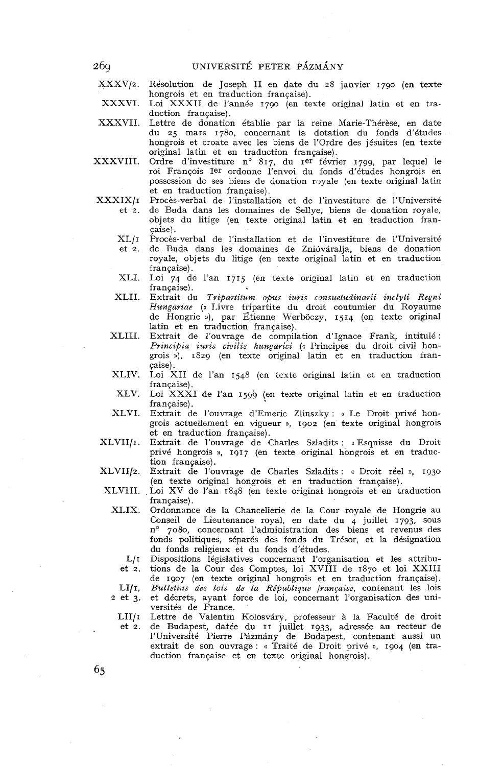XXXV/2. Résolution de Joseph II en date du 28 janvier 1790 (en texte hongrois et en traduction française).

XXXVI. Loi XXXII de l'année 1790 (en texte original latin et en traduction française).

XXXVII. Lettre de donation établie par la reine Marie-Thérèse, en date du 25 mars 1780, concernant la dotation du fonds d'études hongrois et croate avec les biens de l'Ordre des jésuites (en texte original latin et en traduction française).

XXXVIII. Ordre d'investiture n° 817, du 1er février 1799, par lequel le roi François Ier ordonne l'envoi du fonds d'études hongrois en possession de ses biens de donation royale (en texte original latin et en traduction française).

XXXIX/1 et 2. Procès-verbal de l'installation et de l'investiture de l'Université de Buda dans les domaines de Sellye, biens de donation royale, objets du litige (en texte original latin et en traduction française).

XL/1 et 2. Procès-verbal de l'installation et de l'investiture de l'Université de Buda dans les domaines de Znióváralja, biens de donation royale, objets du litige (en texte original latin et en traduction française).

XLI. Loi 74 de l'an 1715 (en texte original latin et en traduction française).

XLII. Extrait du *Tripartitum opus iuris consuetudinarii inclyti Regni Hungariae* (« Livre tripartite du droit coutumier du Royaume de Hongrie »), par Étienne Werböczy, 1514 (en texte original latin et en traduction française).

XLIII. Extrait de l'ouvrage de compilation d'Ignace Frank, intitulé : *Principia iuris civilis hungarici* (« Principes du droit civil hongrois »), 1829 (en texte original latin et en traduction française).

XLIV. Loi XII de l'an 1548 (en texte original latin et en traduction française).

XLV. Loi XXXI de l'an 1599 (en texte original latin et en traduction française).

XLVI. Extrait de l'ouvrage d'Emeric Zlinszky : « Le Droit privé hongrois actuellement en vigueur », 1902 (en texte original hongrois et en traduction française).

XLVII/1. Extrait de l'ouvrage de Charles Szladits : « Esquisse du Droit privé hongrois », 1917 (en texte original hongrois et en traduction française).

XLVII/2. Extrait de l'ouvrage de Charles Szladits : « Droit réel », 1930 (en texte original hongrois et en traduction française).

XLVIII. Loi XV de l'an 1848 (en texte original hongrois et en traduction française).

XLIX. Ordonnance de la Chancellerie de la Cour royale de Hongrie au Conseil de Lieutenance royal, en date du 4 juillet 1793, sous n° 7080, concernant l'administration des biens et revenus des fonds politiques, séparés des fonds du Trésor, et la désignation du fonds religieux et du fonds d'études.

L/1 et 2. Dispositions législatives concernant l'organisation et les attributions de la Cour des Comptes, loi XVIII de 1870 et loi XXIII de 1907 (en texte original hongrois et en traduction française).

LI/1, 2 et 3. *Bulletins des lois de la République française*, contenant les lois et décrets, ayant force de loi, concernant l'organisation des universités de France.

LII/1 et 2. Lettre de Valentin Kolosváry, professeur à la Faculté de droit de Budapest, datée du 11 juillet 1933, adressée au recteur de l'Université Pierre Pázmány de Budapest, contenant aussi un extrait de son ouvrage : « Traité de Droit privé », 1904 (en traduction française et en texte original hongrois).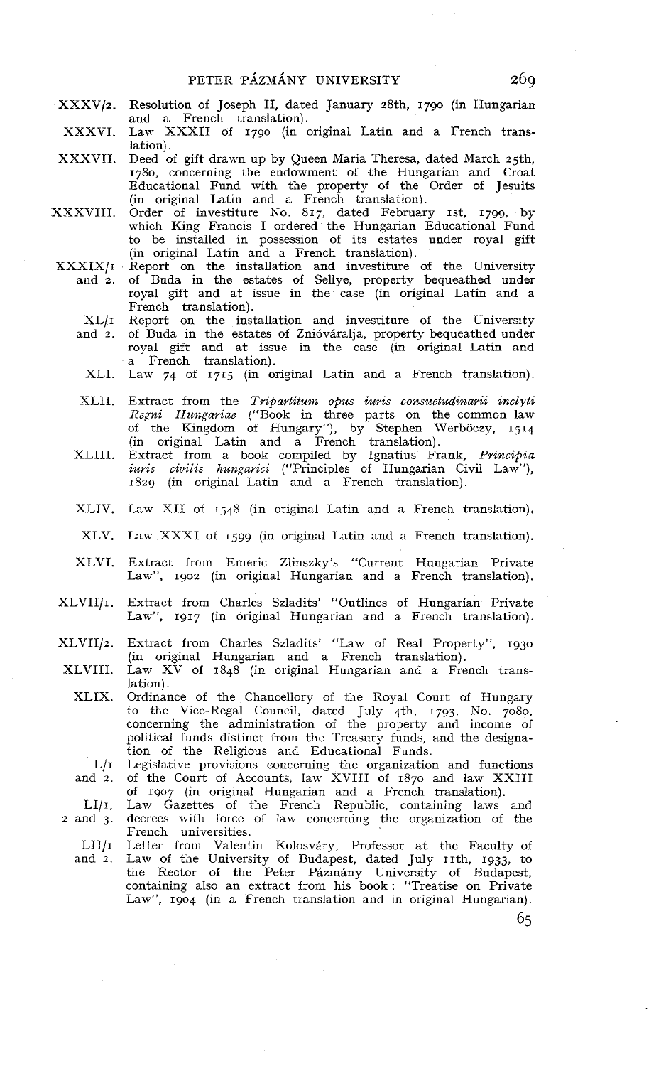XXXV/2. Resolution of Joseph II, dated January 28th, 1790 (in Hungarian and a French translation).

XXXVI. Law XXXII of 1790 (in original Latin and a French translation).

XXXVII. Deed of gift drawn up by Queen Maria Theresa, dated March 25th, 1780, concerning the endowment of the Hungarian and Croat Educational Fund with the property of the Order of Jesuits (in original Latin and a French translation).

XXXVIII. Order of investiture No. 817, dated February 1st, 1799, by which King Francis I ordered the Hungarian Educational Fund to be installed in possession of its estates under royal gift (in original Latin and a French translation).

XXXIX/1 and 2. Report on the installation and investiture of the University of Buda in the estates of Sellye, property bequeathed under royal gift and at issue in the case (in original Latin and a French translation).

XL/1 and 2. Report on the installation and investiture of the University of Buda in the estates of Znióváralja, property bequeathed under royal gift and at issue in the case (in original Latin and a French translation).

XLI. Law 74 of 1715 (in original Latin and a French translation).

XLII. Extract from the *Tripartitum opus iuris consuetudinarii inclyti Regni Hungariae* ("Book in three parts on the common law of the Kingdom of Hungary"), by Stephen Werböczy, 1514 (in original Latin and a French translation).

XLIII. Extract from a book compiled by Ignatius Frank, *Principia iuris civilis hungarici* ("Principles of Hungarian Civil Law"), 1829 (in original Latin and a French translation).

XLIV. Law XII of 1548 (in original Latin and a French translation).

XLV. Law XXXI of 1599 (in original Latin and a French translation).

XLVI. Extract from Emeric Zlinszky's "Current Hungarian Private Law", 1902 (in original Hungarian and a French translation).

XLVII/1. Extract from Charles Szladits' "Outlines of Hungarian Private Law", 1917 (in original Hungarian and a French translation).

XLVII/2. Extract from Charles Szladits' "Law of Real Property", 1930 (in original Hungarian and a French translation).

XLVIII. Law XV of 1848 (in original Hungarian and a French translation).

XLIX. Ordinance of the Chancellory of the Royal Court of Hungary to the Vice-Regal Council, dated July 4th, 1793, No. 7080, concerning the administration of the property and income of political funds distinct from the Treasury funds, and the designation of the Religious and Educational Funds.

L/1 and 2. Legislative provisions concerning the organization and functions of the Court of Accounts, law XVIII of 1870 and law XXIII of 1907 (in original Hungarian and a French translation).

LI/1, 2 and 3. Law Gazettes of the French Republic, containing laws and decrees with force of law concerning the organization of the French universities.

LII/1 and 2. Letter from Valentin Kolosváry, Professor at the Faculty of Law of the University of Budapest, dated July 11th, 1933, to the Rector of the Peter Pázmány University of Budapest, containing also an extract from his book: "Treatise on Private Law", 1904 (in a French translation and in original Hungarian).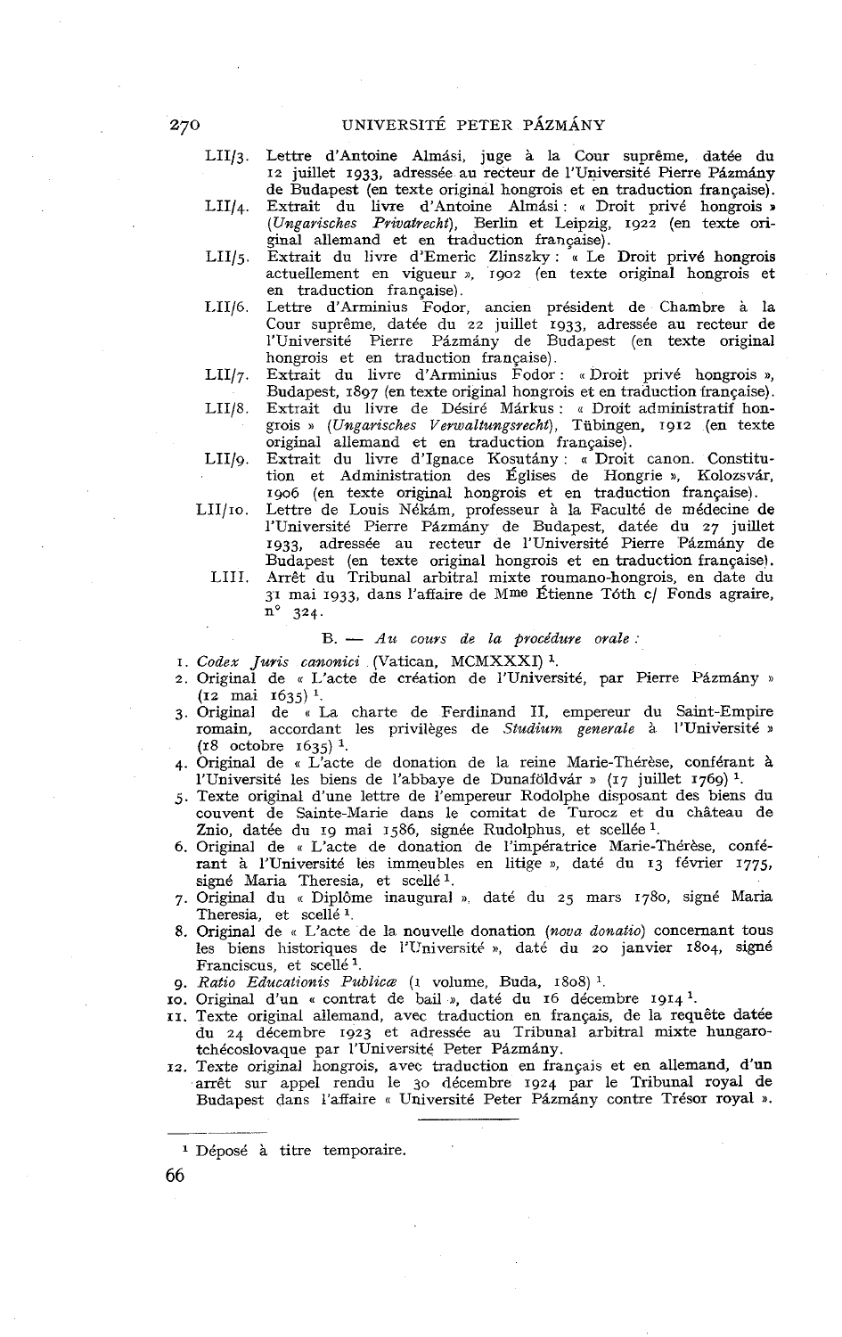LII/3. Lettre d'Antoine Almási, juge à la Cour suprême, datée du 12 juillet 1933, adressée au recteur de l'Université Pierre Pázmány de Budapest (en texte original hongrois et en traduction française).

LII/4. Extrait du livre d'Antoine Almási : « Droit privé hongrois » (*Ungarisches Privatrecht*), Berlin et Leipzig, 1922 (en texte original allemand et en traduction française).

LII/5. Extrait du livre d'Emeric Zlinszky : « Le Droit privé hongrois actuellement en vigueur », 1902 (en texte original hongrois et en traduction française).

LII/6. Lettre d'Arminius Fodor, ancien président de Chambre à la Cour suprême, datée du 22 juillet 1933, adressée au recteur de l'Université Pierre Pázmány de Budapest (en texte original hongrois et en traduction française).

LII/7. Extrait du livre d'Arminius Fodor : « Droit privé hongrois », Budapest, 1897 (en texte original hongrois et en traduction française).

LII/8. Extrait du livre de Désiré Márkus : « Droit administratif hongrois » (*Ungarisches Verwaltungsrecht*), Tübingen, 1912 (en texte original allemand et en traduction française).

LII/9. Extrait du livre d'Ignace Kosutány : « Droit canon. Constitution et Administration des Églises de Hongrie », Kolozsvár, 1906 (en texte original hongrois et en traduction française).

LII/10. Lettre de Louis Nékám, professeur à la Faculté de médecine de l'Université Pierre Pázmány de Budapest, datée du 27 juillet 1933, adressée au recteur de l'Université Pierre Pázmány de Budapest (en texte original hongrois et en traduction française).

LIII. Arrêt du Tribunal arbitral mixte roumano-hongrois, en date du 31 mai 1933, dans l'affaire de Mme Étienne Tóth c/ Fonds agraire, n° 324.

B. — *Au cours de la procédure orale :*

1. *Codex Juris canonici* (Vatican, MCMXXXI) [1].
2. Original de « L'acte de création de l'Université, par Pierre Pázmány » (12 mai 1635) [1].
3. Original de « La charte de Ferdinand II, empereur du Saint-Empire romain, accordant les privilèges de *Studium generale* à l'Université » (18 octobre 1635) [1].
4. Original de « L'acte de donation de la reine Marie-Thérèse, conférant à l'Université les biens de l'abbaye de Dunaföldvár » (17 juillet 1769) [1].
5. Texte original d'une lettre de l'empereur Rodolphe disposant des biens du couvent de Sainte-Marie dans le comitat de Turocz et du château de Znio, datée du 19 mai 1586, signée Rudolphus, et scellée [1].
6. Original de « L'acte de donation de l'impératrice Marie-Thérèse, conférant à l'Université les immeubles en litige », daté du 13 février 1775, signé Maria Theresia, et scellé [1].
7. Original du « Diplôme inaugural », daté du 25 mars 1780, signé Maria Theresia, et scellé [1].
8. Original de « L'acte de la nouvelle donation (*nova donatio*) concernant tous les biens historiques de l'Université », daté du 20 janvier 1804, signé Franciscus, et scellé [1].
9. *Ratio Educationis Publicæ* (1 volume, Buda, 1808) [1].
10. Original d'un « contrat de bail », daté du 16 décembre 1914 [1].
11. Texte original allemand, avec traduction en français, de la requête datée du 24 décembre 1923 et adressée au Tribunal arbitral mixte hungaro-tchécoslovaque par l'Université Peter Pázmány.
12. Texte original hongrois, avec traduction en français et en allemand, d'un arrêt sur appel rendu le 30 décembre 1924 par le Tribunal royal de Budapest dans l'affaire « Université Peter Pázmány contre Trésor royal ».

---

[1] Déposé à titre temporaire.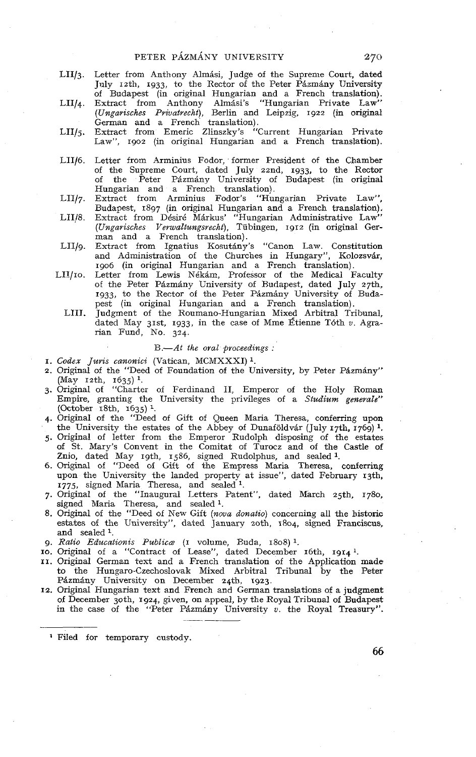LII/3. Letter from Anthony Almási, Judge of the Supreme Court, dated July 12th, 1933, to the Rector of the Peter Pázmány University of Budapest (in original Hungarian and a French translation).

LII/4. Extract from Anthony Almási's "Hungarian Private Law" (*Ungarisches Privatrecht*), Berlin and Leipzig, 1922 (in original German and a French translation).

LII/5. Extract from Emeric Zlinszky's "Current Hungarian Private Law", 1902 (in original Hungarian and a French translation).

LII/6. Letter from Arminius Fodor, former President of the Chamber of the Supreme Court, dated July 22nd, 1933, to the Rector of the Peter Pázmány University of Budapest (in original Hungarian and a French translation).

LII/7. Extract from Arminius Fodor's "Hungarian Private Law", Budapest, 1897 (in original Hungarian and a French translation).

LII/8. Extract from Désiré Márkus' "Hungarian Administrative Law" (*Ungarisches Verwaltungsrecht*), Tübingen, 1912 (in original German and a French translation).

LII/9. Extract from Ignatius Kosutány's "Canon Law. Constitution and Administration of the Churches in Hungary", Kolozsvár, 1906 (in original Hungarian and a French translation).

LII/10. Letter from Lewis Nékám, Professor of the Medical Faculty of the Peter Pázmány University of Budapest, dated July 27th, 1933, to the Rector of the Peter Pázmány University of Budapest (in original Hungarian and a French translation).

LIII. Judgment of the Roumano-Hungarian Mixed Arbitral Tribunal, dated May 31st, 1933, in the case of Mme Étienne Tóth *v.* Agrarian Fund, No. 324.

*B.—At the oral proceedings :*

1. *Codex Juris canonici* (Vatican, MCMXXXI) [1].
2. Original of the "Deed of Foundation of the University, by Peter Pázmány" (May 12th, 1635) [1].
3. Original of "Charter of Ferdinand II, Emperor of the Holy Roman Empire, granting the University the privileges of a *Studium generale*" (October 18th, 1635) [1].
4. Original of the "Deed of Gift of Queen Maria Theresa, conferring upon the University the estates of the Abbey of Dunaföldvár (July 17th, 1769) [1].
5. Original of letter from the Emperor Rudolph disposing of the estates of St. Mary's Convent in the Comitat of Turocz and of the Castle of Znio, dated May 19th, 1586, signed Rudolphus, and sealed [1].
6. Original of "Deed of Gift of the Empress Maria Theresa, conferring upon the University the landed property at issue", dated February 13th, 1775, signed Maria Theresa, and sealed [1].
7. Original of the "Inaugural Letters Patent", dated March 25th, 1780, signed Maria Theresa, and sealed [1].
8. Original of the "Deed of New Gift (*nova donatio*) concerning all the historic estates of the University", dated January 20th, 1804, signed Franciscus, and sealed [1].
9. *Ratio Educationis Publicæ* (1 volume, Buda, 1808) [1].
10. Original of a "Contract of Lease", dated December 16th, 1914 [1].
11. Original German text and a French translation of the Application made to the Hungaro-Czechoslovak Mixed Arbitral Tribunal by the Peter Pázmány University on December 24th, 1923.
12. Original Hungarian text and French and German translations of a judgment of December 30th, 1924, given, on appeal, by the Royal Tribunal of Budapest in the case of the "Peter Pázmány University *v.* the Royal Treasury".

[1] Filed for temporary custody.